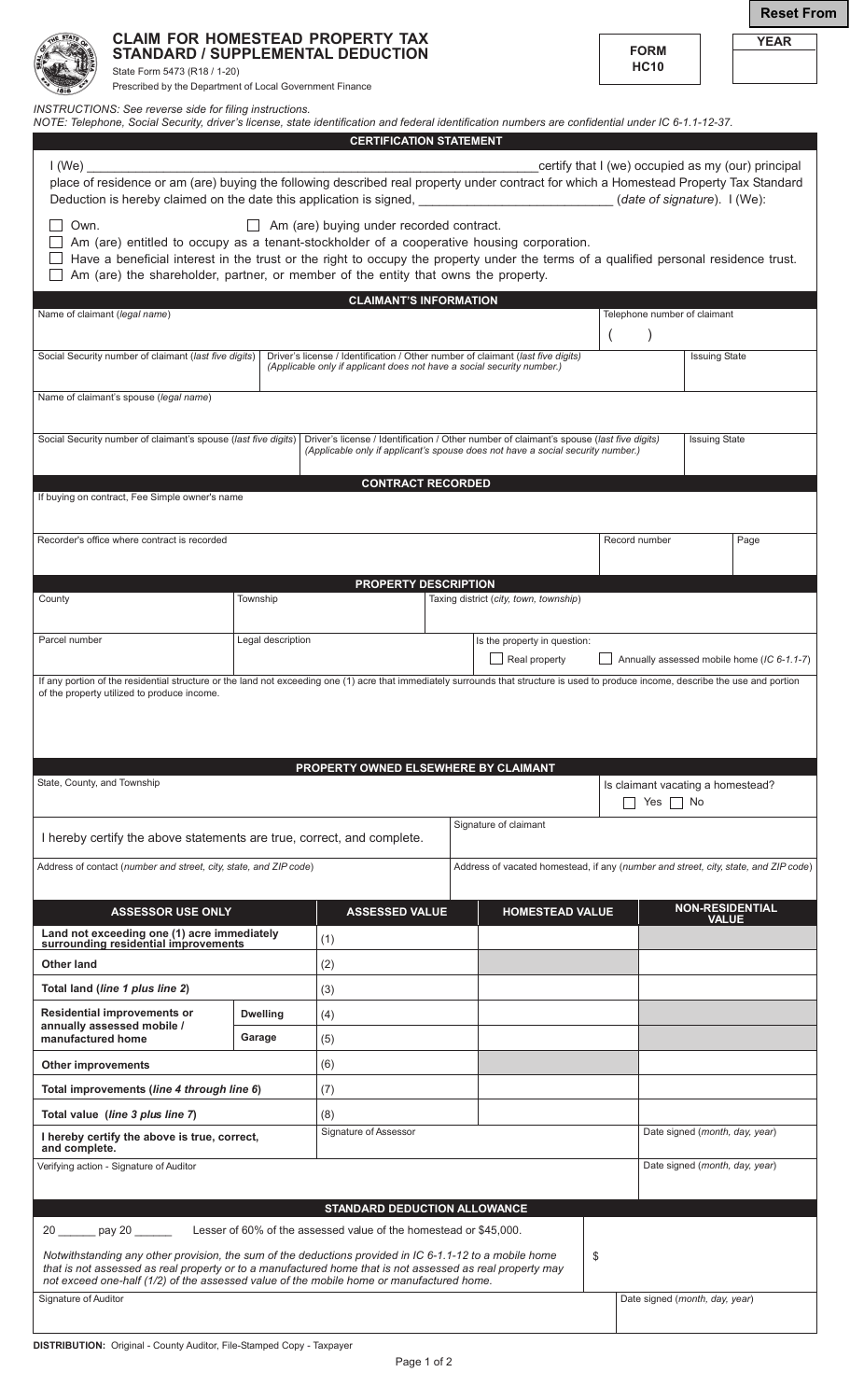Reset From

# CLAIM FOR HOMESTEAD PROPERTY TAX STANDARD / SUPPLEMENTAL DEDUCTION

State Form 5473 (R18 / 1-20)
Prescribed by the Department of Local Government Finance

**FORM HC10**

**YEAR**

*INSTRUCTIONS: See reverse side for filing instructions.*
*NOTE: Telephone, Social Security, driver's license, state identification and federal identification numbers are confidential under IC 6-1.1-12-37.*

## CERTIFICATION STATEMENT

I (We) ______________________________ certify that I (we) occupied as my (our) principal place of residence or am (are) buying the following described real property under contract for which a Homestead Property Tax Standard Deduction is hereby claimed on the date this application is signed, ______________________ (*date of signature*). I (We):

- ☐ Own.
- ☐ Am (are) buying under recorded contract.
- ☐ Am (are) entitled to occupy as a tenant-stockholder of a cooperative housing corporation.
- ☐ Have a beneficial interest in the trust or the right to occupy the property under the terms of a qualified personal residence trust.
- ☐ Am (are) the shareholder, partner, or member of the entity that owns the property.

## CLAIMANT'S INFORMATION

| Name of claimant (*legal name*) | | Telephone number of claimant ( ) |
|---|---|---|
| Social Security number of claimant (*last five digits*) | Driver's license / Identification / Other number of claimant (*last five digits*) (*Applicable only if applicant does not have a social security number.*) | Issuing State |
| Name of claimant's spouse (*legal name*) | | |
| Social Security number of claimant's spouse (*last five digits*) | Driver's license / Identification / Other number of claimant's spouse (*last five digits*) (*Applicable only if applicant's spouse does not have a social security number.*) | Issuing State |

## CONTRACT RECORDED

| If buying on contract, Fee Simple owner's name | | |
|---|---|---|
| Recorder's office where contract is recorded | Record number | Page |

## PROPERTY DESCRIPTION

| County | Township | Taxing district (*city, town, township*) |
|---|---|---|
| Parcel number | Legal description | Is the property in question: ☐ Real property ☐ Annually assessed mobile home (*IC 6-1.1-7*) |

If any portion of the residential structure or the land not exceeding one (1) acre that immediately surrounds that structure is used to produce income, describe the use and portion of the property utilized to produce income.

## PROPERTY OWNED ELSEWHERE BY CLAIMANT

| State, County, and Township | Is claimant vacating a homestead? ☐ Yes ☐ No |
|---|---|
| I hereby certify the above statements are true, correct, and complete. | Signature of claimant |
| Address of contact (*number and street, city, state, and ZIP code*) | Address of vacated homestead, if any (*number and street, city, state, and ZIP code*) |

| ASSESSOR USE ONLY | | ASSESSED VALUE | HOMESTEAD VALUE | NON-RESIDENTIAL VALUE |
|---|---|---|---|---|
| Land not exceeding one (1) acre immediately surrounding residential improvements | | (1) | | |
| Other land | | (2) | | |
| Total land (*line 1 plus line 2*) | | (3) | | |
| Residential improvements or annually assessed mobile / manufactured home | Dwelling | (4) | | |
| | Garage | (5) | | |
| Other improvements | | (6) | | |
| Total improvements (*line 4 through line 6*) | | (7) | | |
| Total value (*line 3 plus line 7*) | | (8) | | |
| I hereby certify the above is true, correct, and complete. | | Signature of Assessor | | Date signed (*month, day, year*) |
| Verifying action - Signature of Auditor | | | | Date signed (*month, day, year*) |

## STANDARD DEDUCTION ALLOWANCE

20 ______ pay 20 ______ Lesser of 60% of the assessed value of the homestead or $45,000.

*Notwithstanding any other provision, the sum of the deductions provided in IC 6-1.1-12 to a mobile home that is not assessed as real property or to a manufactured home that is not assessed as real property may not exceed one-half (1/2) of the assessed value of the mobile home or manufactured home.* $

| Signature of Auditor | Date signed (*month, day, year*) |
|---|---|
| | |

**DISTRIBUTION:** Original - County Auditor, File-Stamped Copy - Taxpayer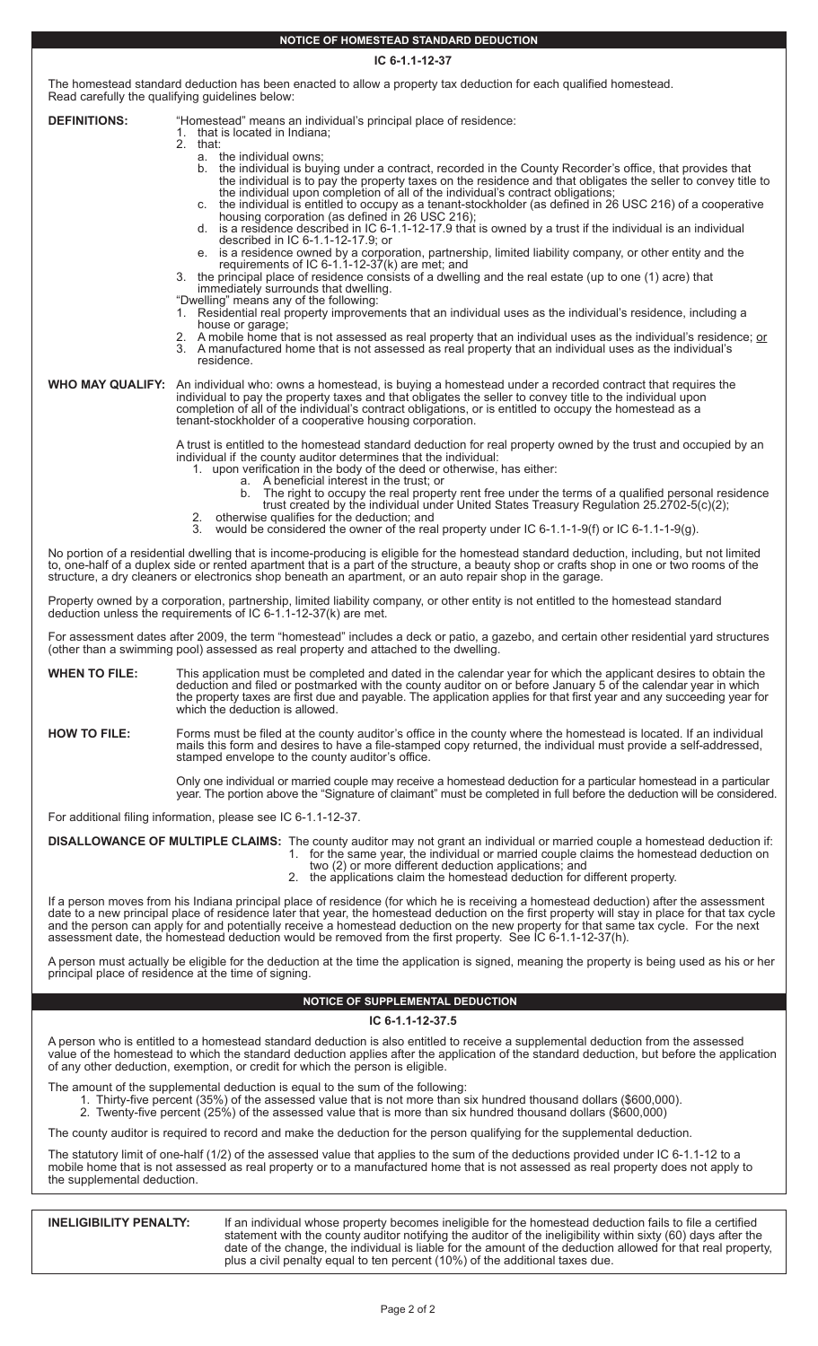## NOTICE OF HOMESTEAD STANDARD DEDUCTION

### IC 6-1.1-12-37

The homestead standard deduction has been enacted to allow a property tax deduction for each qualified homestead. Read carefully the qualifying guidelines below:

**DEFINITIONS:** "Homestead" means an individual's principal place of residence:

1. that is located in Indiana;
2. that:
   a. the individual owns;
   b. the individual is buying under a contract, recorded in the County Recorder's office, that provides that the individual is to pay the property taxes on the residence and that obligates the seller to convey title to the individual upon completion of all of the individual's contract obligations;
   c. the individual is entitled to occupy as a tenant-stockholder (as defined in 26 USC 216) of a cooperative housing corporation (as defined in 26 USC 216);
   d. is a residence described in IC 6-1.1-12-17.9 that is owned by a trust if the individual is an individual described in IC 6-1.1-12-17.9; or
   e. is a residence owned by a corporation, partnership, limited liability company, or other entity and the requirements of IC 6-1.1-12-37(k) are met; and
3. the principal place of residence consists of a dwelling and the real estate (up to one (1) acre) that immediately surrounds that dwelling.

"Dwelling" means any of the following:

1. Residential real property improvements that an individual uses as the individual's residence, including a house or garage;
2. A mobile home that is not assessed as real property that an individual uses as the individual's residence; or
3. A manufactured home that is not assessed as real property that an individual uses as the individual's residence.

**WHO MAY QUALIFY:** An individual who: owns a homestead, is buying a homestead under a recorded contract that requires the individual to pay the property taxes and that obligates the seller to convey title to the individual upon completion of all of the individual's contract obligations, or is entitled to occupy the homestead as a tenant-stockholder of a cooperative housing corporation.

A trust is entitled to the homestead standard deduction for real property owned by the trust and occupied by an individual if the county auditor determines that the individual:

1. upon verification in the body of the deed or otherwise, has either:
   a. A beneficial interest in the trust; or
   b. The right to occupy the real property rent free under the terms of a qualified personal residence trust created by the individual under United States Treasury Regulation 25.2702-5(c)(2);
2. otherwise qualifies for the deduction; and
3. would be considered the owner of the real property under IC 6-1.1-1-9(f) or IC 6-1.1-1-9(g).

No portion of a residential dwelling that is income-producing is eligible for the homestead standard deduction, including, but not limited to, one-half of a duplex side or rented apartment that is a part of the structure, a beauty shop or crafts shop in one or two rooms of the structure, a dry cleaners or electronics shop beneath an apartment, or an auto repair shop in the garage.

Property owned by a corporation, partnership, limited liability company, or other entity is not entitled to the homestead standard deduction unless the requirements of IC 6-1.1-12-37(k) are met.

For assessment dates after 2009, the term "homestead" includes a deck or patio, a gazebo, and certain other residential yard structures (other than a swimming pool) assessed as real property and attached to the dwelling.

**WHEN TO FILE:** This application must be completed and dated in the calendar year for which the applicant desires to obtain the deduction and filed or postmarked with the county auditor on or before January 5 of the calendar year in which the property taxes are first due and payable. The application applies for that first year and any succeeding year for which the deduction is allowed.

**HOW TO FILE:** Forms must be filed at the county auditor's office in the county where the homestead is located. If an individual mails this form and desires to have a file-stamped copy returned, the individual must provide a self-addressed, stamped envelope to the county auditor's office.

Only one individual or married couple may receive a homestead deduction for a particular homestead in a particular year. The portion above the "Signature of claimant" must be completed in full before the deduction will be considered.

For additional filing information, please see IC 6-1.1-12-37.

**DISALLOWANCE OF MULTIPLE CLAIMS:** The county auditor may not grant an individual or married couple a homestead deduction if:

1. for the same year, the individual or married couple claims the homestead deduction on two (2) or more different deduction applications; and
2. the applications claim the homestead deduction for different property.

If a person moves from his Indiana principal place of residence (for which he is receiving a homestead deduction) after the assessment date to a new principal place of residence later that year, the homestead deduction on the first property will stay in place for that tax cycle and the person can apply for and potentially receive a homestead deduction on the new property for that same tax cycle. For the next assessment date, the homestead deduction would be removed from the first property. See IC 6-1.1-12-37(h).

A person must actually be eligible for the deduction at the time the application is signed, meaning the property is being used as his or her principal place of residence at the time of signing.

## NOTICE OF SUPPLEMENTAL DEDUCTION

### IC 6-1.1-12-37.5

A person who is entitled to a homestead standard deduction is also entitled to receive a supplemental deduction from the assessed value of the homestead to which the standard deduction applies after the application of the standard deduction, but before the application of any other deduction, exemption, or credit for which the person is eligible.

The amount of the supplemental deduction is equal to the sum of the following:

1. Thirty-five percent (35%) of the assessed value that is not more than six hundred thousand dollars ($600,000).
2. Twenty-five percent (25%) of the assessed value that is more than six hundred thousand dollars ($600,000)

The county auditor is required to record and make the deduction for the person qualifying for the supplemental deduction.

The statutory limit of one-half (1/2) of the assessed value that applies to the sum of the deductions provided under IC 6-1.1-12 to a mobile home that is not assessed as real property or to a manufactured home that is not assessed as real property does not apply to the supplemental deduction.

**INELIGIBILITY PENALTY:** If an individual whose property becomes ineligible for the homestead deduction fails to file a certified statement with the county auditor notifying the auditor of the ineligibility within sixty (60) days after the date of the change, the individual is liable for the amount of the deduction allowed for that real property, plus a civil penalty equal to ten percent (10%) of the additional taxes due.